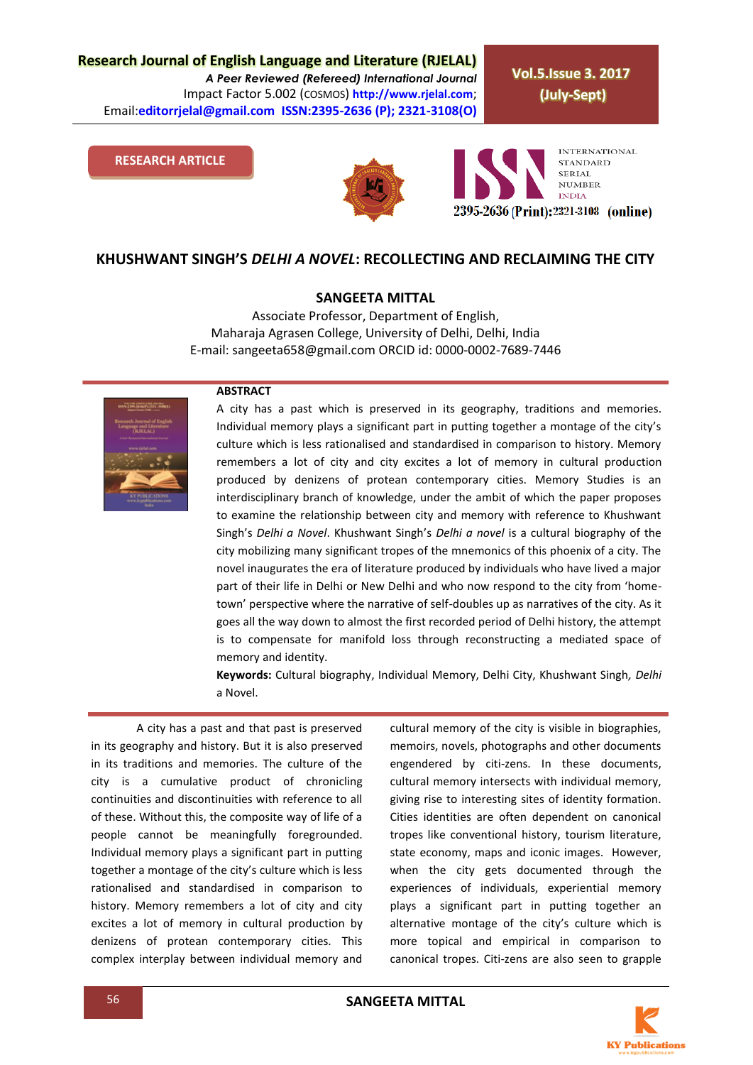RESEARCH ARTICLE

# KHUSHWANT SINGH'S *DELHI A NOVEL*: RECOLLECTING AND RECLAIMING THE CITY

**SANGEETA MITTAL**

Associate Professor, Department of English,
Maharaja Agrasen College, University of Delhi, Delhi, India
E-mail: sangeeta658@gmail.com ORCID id: 0000-0002-7689-7446

## ABSTRACT

A city has a past which is preserved in its geography, traditions and memories. Individual memory plays a significant part in putting together a montage of the city's culture which is less rationalised and standardised in comparison to history. Memory remembers a lot of city and city excites a lot of memory in cultural production produced by denizens of protean contemporary cities. Memory Studies is an interdisciplinary branch of knowledge, under the ambit of which the paper proposes to examine the relationship between city and memory with reference to Khushwant Singh's *Delhi a Novel*. Khushwant Singh's *Delhi a novel* is a cultural biography of the city mobilizing many significant tropes of the mnemonics of this phoenix of a city. The novel inaugurates the era of literature produced by individuals who have lived a major part of their life in Delhi or New Delhi and who now respond to the city from 'home-town' perspective where the narrative of self-doubles up as narratives of the city. As it goes all the way down to almost the first recorded period of Delhi history, the attempt is to compensate for manifold loss through reconstructing a mediated space of memory and identity.

**Keywords:** Cultural biography, Individual Memory, Delhi City, Khushwant Singh, *Delhi a Novel*.

A city has a past and that past is preserved in its geography and history. But it is also preserved in its traditions and memories. The culture of the city is a cumulative product of chronicling continuities and discontinuities with reference to all of these. Without this, the composite way of life of a people cannot be meaningfully foregrounded. Individual memory plays a significant part in putting together a montage of the city's culture which is less rationalised and standardised in comparison to history. Memory remembers a lot of city and city excites a lot of memory in cultural production by denizens of protean contemporary cities. This complex interplay between individual memory and cultural memory of the city is visible in biographies, memoirs, novels, photographs and other documents engendered by citi-zens. In these documents, cultural memory intersects with individual memory, giving rise to interesting sites of identity formation. Cities identities are often dependent on canonical tropes like conventional history, tourism literature, state economy, maps and iconic images. However, when the city gets documented through the experiences of individuals, experiential memory plays a significant part in putting together an alternative montage of the city's culture which is more topical and empirical in comparison to canonical tropes. Citi-zens are also seen to grapple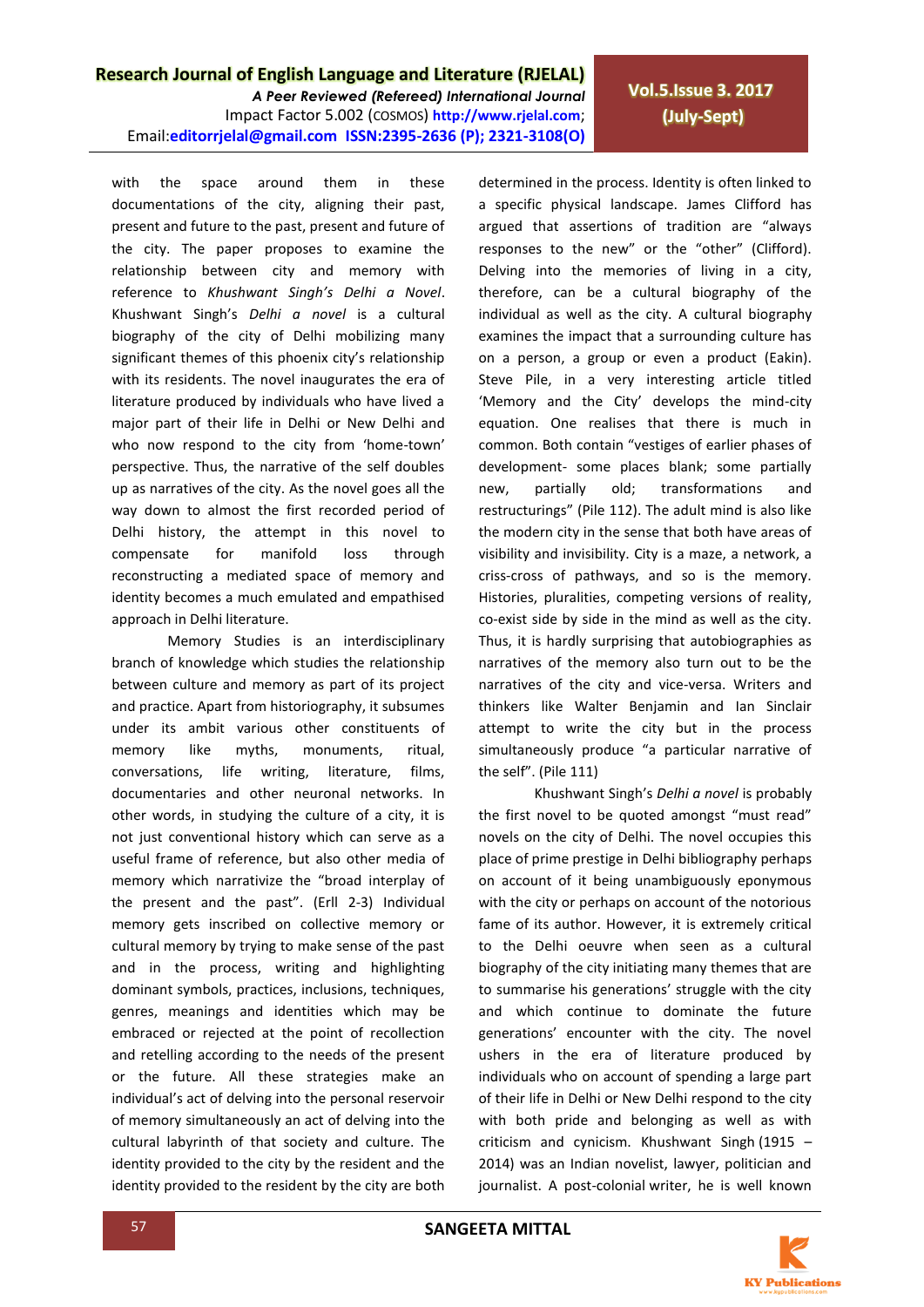with the space around them in these documentations of the city, aligning their past, present and future to the past, present and future of the city. The paper proposes to examine the relationship between city and memory with reference to *Khushwant Singh's Delhi a Novel*. Khushwant Singh's *Delhi a novel* is a cultural biography of the city of Delhi mobilizing many significant themes of this phoenix city's relationship with its residents. The novel inaugurates the era of literature produced by individuals who have lived a major part of their life in Delhi or New Delhi and who now respond to the city from 'home-town' perspective. Thus, the narrative of the self doubles up as narratives of the city. As the novel goes all the way down to almost the first recorded period of Delhi history, the attempt in this novel to compensate for manifold loss through reconstructing a mediated space of memory and identity becomes a much emulated and empathised approach in Delhi literature.

Memory Studies is an interdisciplinary branch of knowledge which studies the relationship between culture and memory as part of its project and practice. Apart from historiography, it subsumes under its ambit various other constituents of memory like myths, monuments, ritual, conversations, life writing, literature, films, documentaries and other neuronal networks. In other words, in studying the culture of a city, it is not just conventional history which can serve as a useful frame of reference, but also other media of memory which narrativize the "broad interplay of the present and the past". (Erll 2-3) Individual memory gets inscribed on collective memory or cultural memory by trying to make sense of the past and in the process, writing and highlighting dominant symbols, practices, inclusions, techniques, genres, meanings and identities which may be embraced or rejected at the point of recollection and retelling according to the needs of the present or the future. All these strategies make an individual's act of delving into the personal reservoir of memory simultaneously an act of delving into the cultural labyrinth of that society and culture. The identity provided to the city by the resident and the identity provided to the resident by the city are both determined in the process. Identity is often linked to a specific physical landscape. James Clifford has argued that assertions of tradition are "always responses to the new" or the "other" (Clifford). Delving into the memories of living in a city, therefore, can be a cultural biography of the individual as well as the city. A cultural biography examines the impact that a surrounding culture has on a person, a group or even a product (Eakin). Steve Pile, in a very interesting article titled 'Memory and the City' develops the mind-city equation. One realises that there is much in common. Both contain "vestiges of earlier phases of development- some places blank; some partially new, partially old; transformations and restructurings" (Pile 112). The adult mind is also like the modern city in the sense that both have areas of visibility and invisibility. City is a maze, a network, a criss-cross of pathways, and so is the memory. Histories, pluralities, competing versions of reality, co-exist side by side in the mind as well as the city. Thus, it is hardly surprising that autobiographies as narratives of the memory also turn out to be the narratives of the city and vice-versa. Writers and thinkers like Walter Benjamin and Ian Sinclair attempt to write the city but in the process simultaneously produce "a particular narrative of the self". (Pile 111)

Khushwant Singh's *Delhi a novel* is probably the first novel to be quoted amongst "must read" novels on the city of Delhi. The novel occupies this place of prime prestige in Delhi bibliography perhaps on account of it being unambiguously eponymous with the city or perhaps on account of the notorious fame of its author. However, it is extremely critical to the Delhi oeuvre when seen as a cultural biography of the city initiating many themes that are to summarise his generations' struggle with the city and which continue to dominate the future generations' encounter with the city. The novel ushers in the era of literature produced by individuals who on account of spending a large part of their life in Delhi or New Delhi respond to the city with both pride and belonging as well as with criticism and cynicism. Khushwant Singh (1915 – 2014) was an Indian novelist, lawyer, politician and journalist. A post-colonial writer, he is well known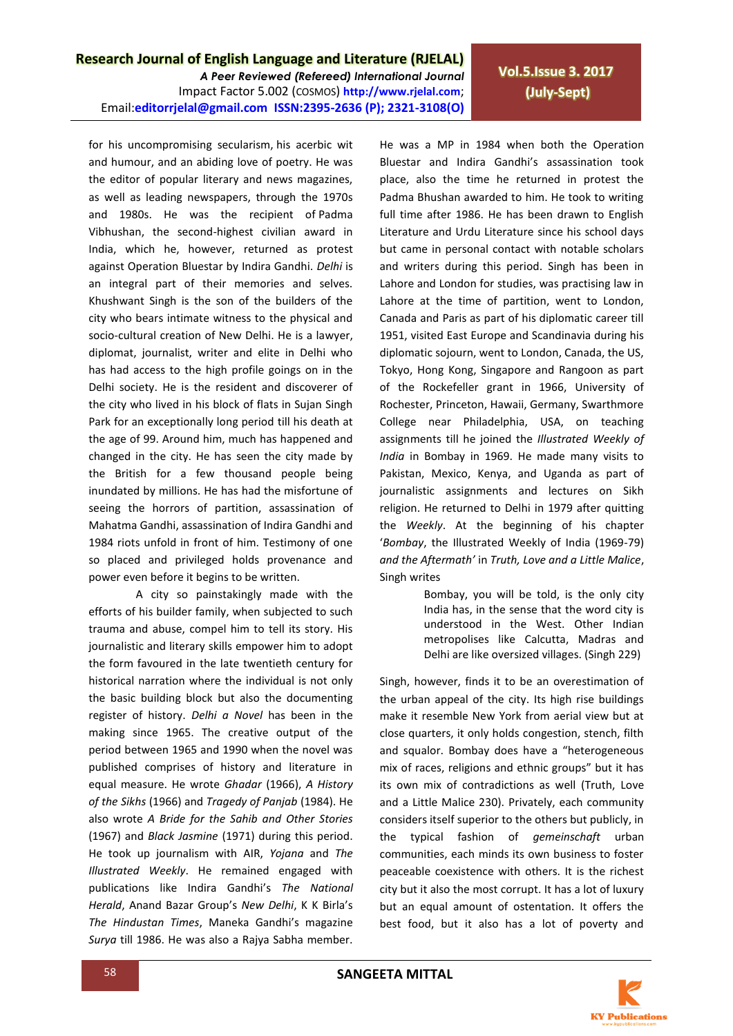for his uncompromising secularism, his acerbic wit and humour, and an abiding love of poetry. He was the editor of popular literary and news magazines, as well as leading newspapers, through the 1970s and 1980s. He was the recipient of Padma Vibhushan, the second-highest civilian award in India, which he, however, returned as protest against Operation Bluestar by Indira Gandhi. *Delhi* is an integral part of their memories and selves. Khushwant Singh is the son of the builders of the city who bears intimate witness to the physical and socio-cultural creation of New Delhi. He is a lawyer, diplomat, journalist, writer and elite in Delhi who has had access to the high profile goings on in the Delhi society. He is the resident and discoverer of the city who lived in his block of flats in Sujan Singh Park for an exceptionally long period till his death at the age of 99. Around him, much has happened and changed in the city. He has seen the city made by the British for a few thousand people being inundated by millions. He has had the misfortune of seeing the horrors of partition, assassination of Mahatma Gandhi, assassination of Indira Gandhi and 1984 riots unfold in front of him. Testimony of one so placed and privileged holds provenance and power even before it begins to be written.

A city so painstakingly made with the efforts of his builder family, when subjected to such trauma and abuse, compel him to tell its story. His journalistic and literary skills empower him to adopt the form favoured in the late twentieth century for historical narration where the individual is not only the basic building block but also the documenting register of history. *Delhi a Novel* has been in the making since 1965. The creative output of the period between 1965 and 1990 when the novel was published comprises of history and literature in equal measure. He wrote *Ghadar* (1966), *A History of the Sikhs* (1966) and *Tragedy of Panjab* (1984). He also wrote *A Bride for the Sahib and Other Stories* (1967) and *Black Jasmine* (1971) during this period. He took up journalism with AIR, *Yojana* and *The Illustrated Weekly*. He remained engaged with publications like Indira Gandhi's *The National Herald*, Anand Bazar Group's *New Delhi*, K K Birla's *The Hindustan Times*, Maneka Gandhi's magazine *Surya* till 1986. He was also a Rajya Sabha member. He was a MP in 1984 when both the Operation Bluestar and Indira Gandhi's assassination took place, also the time he returned in protest the Padma Bhushan awarded to him. He took to writing full time after 1986. He has been drawn to English Literature and Urdu Literature since his school days but came in personal contact with notable scholars and writers during this period. Singh has been in Lahore and London for studies, was practising law in Lahore at the time of partition, went to London, Canada and Paris as part of his diplomatic career till 1951, visited East Europe and Scandinavia during his diplomatic sojourn, went to London, Canada, the US, Tokyo, Hong Kong, Singapore and Rangoon as part of the Rockefeller grant in 1966, University of Rochester, Princeton, Hawaii, Germany, Swarthmore College near Philadelphia, USA, on teaching assignments till he joined the *Illustrated Weekly of India* in Bombay in 1969. He made many visits to Pakistan, Mexico, Kenya, and Uganda as part of journalistic assignments and lectures on Sikh religion. He returned to Delhi in 1979 after quitting the *Weekly*. At the beginning of his chapter '*Bombay*, the Illustrated Weekly of India (1969-79) *and the Aftermath'* in *Truth, Love and a Little Malice*, Singh writes

> Bombay, you will be told, is the only city India has, in the sense that the word city is understood in the West. Other Indian metropolises like Calcutta, Madras and Delhi are like oversized villages. (Singh 229)

Singh, however, finds it to be an overestimation of the urban appeal of the city. Its high rise buildings make it resemble New York from aerial view but at close quarters, it only holds congestion, stench, filth and squalor. Bombay does have a "heterogeneous mix of races, religions and ethnic groups" but it has its own mix of contradictions as well (Truth, Love and a Little Malice 230). Privately, each community considers itself superior to the others but publicly, in the typical fashion of *gemeinschaft* urban communities, each minds its own business to foster peaceable coexistence with others. It is the richest city but it also the most corrupt. It has a lot of luxury but an equal amount of ostentation. It offers the best food, but it also has a lot of poverty and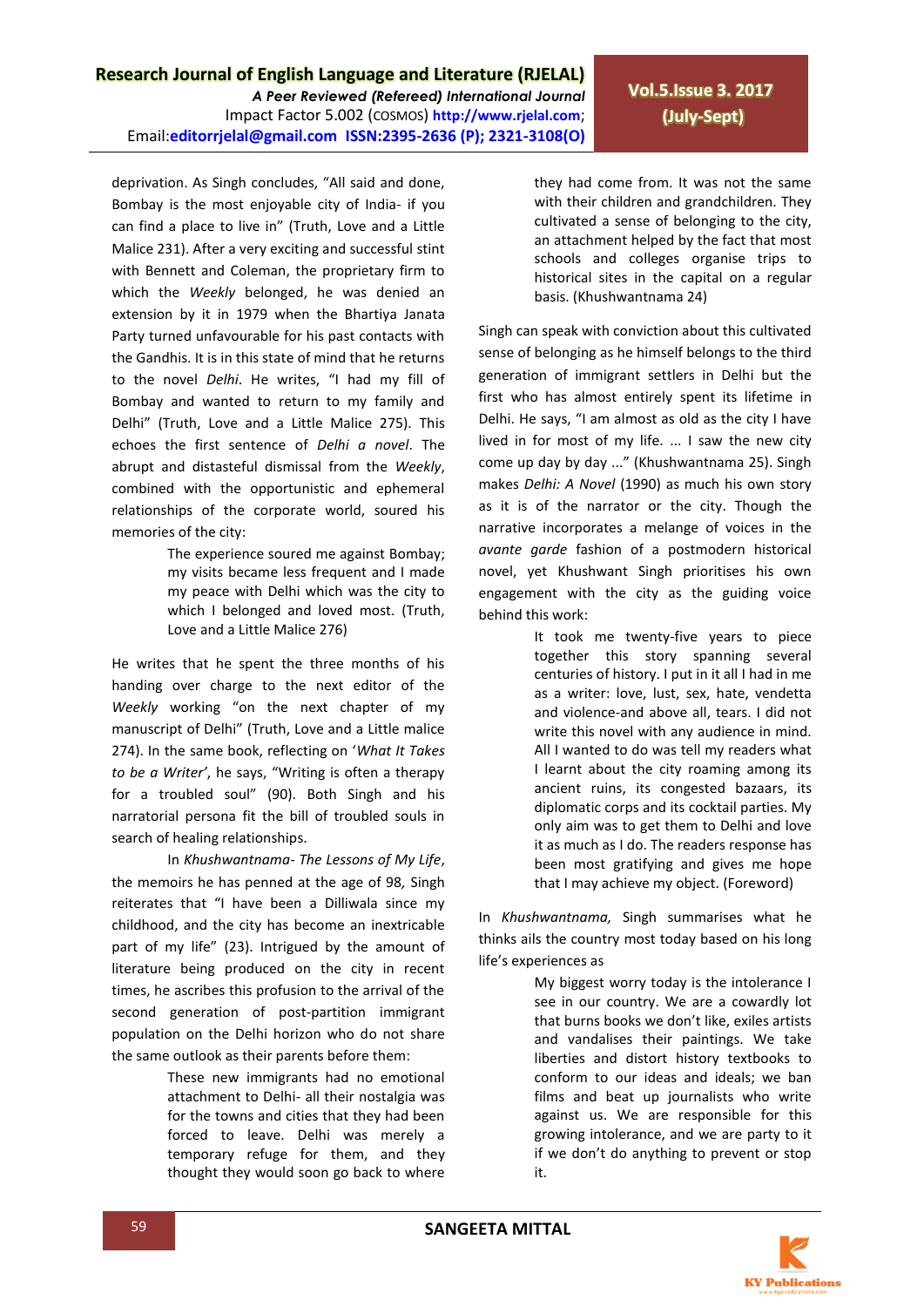deprivation. As Singh concludes, "All said and done, Bombay is the most enjoyable city of India- if you can find a place to live in" (Truth, Love and a Little Malice 231). After a very exciting and successful stint with Bennett and Coleman, the proprietary firm to which the *Weekly* belonged, he was denied an extension by it in 1979 when the Bhartiya Janata Party turned unfavourable for his past contacts with the Gandhis. It is in this state of mind that he returns to the novel *Delhi*. He writes, "I had my fill of Bombay and wanted to return to my family and Delhi" (Truth, Love and a Little Malice 275). This echoes the first sentence of *Delhi a novel*. The abrupt and distasteful dismissal from the *Weekly*, combined with the opportunistic and ephemeral relationships of the corporate world, soured his memories of the city:

> The experience soured me against Bombay; my visits became less frequent and I made my peace with Delhi which was the city to which I belonged and loved most. (Truth, Love and a Little Malice 276)

He writes that he spent the three months of his handing over charge to the next editor of the *Weekly* working "on the next chapter of my manuscript of Delhi" (Truth, Love and a Little malice 274). In the same book, reflecting on '*What It Takes to be a Writer*', he says, "Writing is often a therapy for a troubled soul" (90). Both Singh and his narratorial persona fit the bill of troubled souls in search of healing relationships.

In *Khushwantnama- The Lessons of My Life*, the memoirs he has penned at the age of 98, Singh reiterates that "I have been a Dilliwala since my childhood, and the city has become an inextricable part of my life" (23). Intrigued by the amount of literature being produced on the city in recent times, he ascribes this profusion to the arrival of the second generation of post-partition immigrant population on the Delhi horizon who do not share the same outlook as their parents before them:

> These new immigrants had no emotional attachment to Delhi- all their nostalgia was for the towns and cities that they had been forced to leave. Delhi was merely a temporary refuge for them, and they thought they would soon go back to where they had come from. It was not the same with their children and grandchildren. They cultivated a sense of belonging to the city, an attachment helped by the fact that most schools and colleges organise trips to historical sites in the capital on a regular basis. (Khushwantnama 24)

Singh can speak with conviction about this cultivated sense of belonging as he himself belongs to the third generation of immigrant settlers in Delhi but the first who has almost entirely spent its lifetime in Delhi. He says, "I am almost as old as the city I have lived in for most of my life. ... I saw the new city come up day by day ..." (Khushwantnama 25). Singh makes *Delhi: A Novel* (1990) as much his own story as it is of the narrator or the city. Though the narrative incorporates a melange of voices in the *avante garde* fashion of a postmodern historical novel, yet Khushwant Singh prioritises his own engagement with the city as the guiding voice behind this work:

> It took me twenty-five years to piece together this story spanning several centuries of history. I put in it all I had in me as a writer: love, lust, sex, hate, vendetta and violence-and above all, tears. I did not write this novel with any audience in mind. All I wanted to do was tell my readers what I learnt about the city roaming among its ancient ruins, its congested bazaars, its diplomatic corps and its cocktail parties. My only aim was to get them to Delhi and love it as much as I do. The readers response has been most gratifying and gives me hope that I may achieve my object. (Foreword)

In *Khushwantnama,* Singh summarises what he thinks ails the country most today based on his long life's experiences as

> My biggest worry today is the intolerance I see in our country. We are a cowardly lot that burns books we don't like, exiles artists and vandalises their paintings. We take liberties and distort history textbooks to conform to our ideas and ideals; we ban films and beat up journalists who write against us. We are responsible for this growing intolerance, and we are party to it if we don't do anything to prevent or stop it.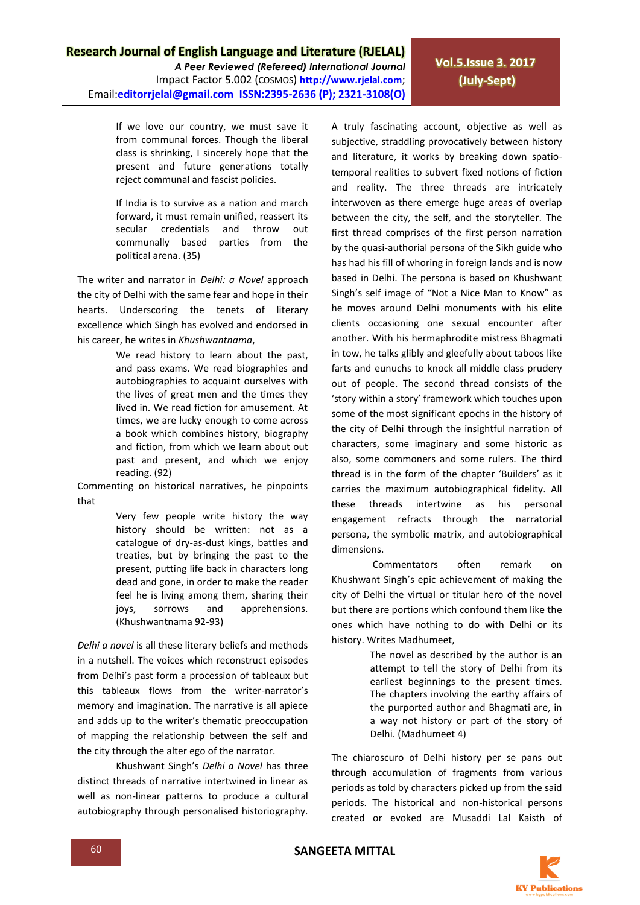> If we love our country, we must save it from communal forces. Though the liberal class is shrinking, I sincerely hope that the present and future generations totally reject communal and fascist policies.
>
> If India is to survive as a nation and march forward, it must remain unified, reassert its secular credentials and throw out communally based parties from the political arena. (35)

The writer and narrator in *Delhi: a Novel* approach the city of Delhi with the same fear and hope in their hearts. Underscoring the tenets of literary excellence which Singh has evolved and endorsed in his career, he writes in *Khushwantnama*,

> We read history to learn about the past, and pass exams. We read biographies and autobiographies to acquaint ourselves with the lives of great men and the times they lived in. We read fiction for amusement. At times, we are lucky enough to come across a book which combines history, biography and fiction, from which we learn about out past and present, and which we enjoy reading. (92)

Commenting on historical narratives, he pinpoints that

> Very few people write history the way history should be written: not as a catalogue of dry-as-dust kings, battles and treaties, but by bringing the past to the present, putting life back in characters long dead and gone, in order to make the reader feel he is living among them, sharing their joys, sorrows and apprehensions. (Khushwantnama 92-93)

*Delhi a novel* is all these literary beliefs and methods in a nutshell. The voices which reconstruct episodes from Delhi's past form a procession of tableaux but this tableaux flows from the writer-narrator's memory and imagination. The narrative is all apiece and adds up to the writer's thematic preoccupation of mapping the relationship between the self and the city through the alter ego of the narrator.

Khushwant Singh's *Delhi a Novel* has three distinct threads of narrative intertwined in linear as well as non-linear patterns to produce a cultural autobiography through personalised historiography. A truly fascinating account, objective as well as subjective, straddling provocatively between history and literature, it works by breaking down spatio-temporal realities to subvert fixed notions of fiction and reality. The three threads are intricately interwoven as there emerge huge areas of overlap between the city, the self, and the storyteller. The first thread comprises of the first person narration by the quasi-authorial persona of the Sikh guide who has had his fill of whoring in foreign lands and is now based in Delhi. The persona is based on Khushwant Singh's self image of "Not a Nice Man to Know" as he moves around Delhi monuments with his elite clients occasioning one sexual encounter after another. With his hermaphrodite mistress Bhagmati in tow, he talks glibly and gleefully about taboos like farts and eunuchs to knock all middle class prudery out of people. The second thread consists of the 'story within a story' framework which touches upon some of the most significant epochs in the history of the city of Delhi through the insightful narration of characters, some imaginary and some historic as also, some commoners and some rulers. The third thread is in the form of the chapter 'Builders' as it carries the maximum autobiographical fidelity. All these threads intertwine as his personal engagement refracts through the narratorial persona, the symbolic matrix, and autobiographical dimensions.

Commentators often remark on Khushwant Singh's epic achievement of making the city of Delhi the virtual or titular hero of the novel but there are portions which confound them like the ones which have nothing to do with Delhi or its history. Writes Madhumeet,

> The novel as described by the author is an attempt to tell the story of Delhi from its earliest beginnings to the present times. The chapters involving the earthy affairs of the purported author and Bhagmati are, in a way not history or part of the story of Delhi. (Madhumeet 4)

The chiaroscuro of Delhi history per se pans out through accumulation of fragments from various periods as told by characters picked up from the said periods. The historical and non-historical persons created or evoked are Musaddi Lal Kaisth of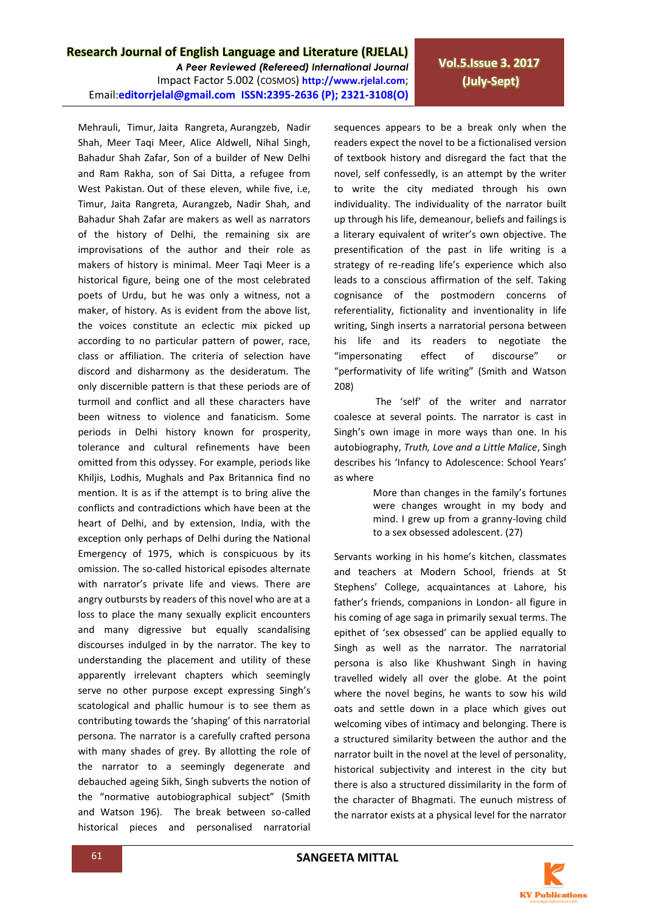Mehrauli, Timur, Jaita Rangreta, Aurangzeb, Nadir Shah, Meer Taqi Meer, Alice Aldwell, Nihal Singh, Bahadur Shah Zafar, Son of a builder of New Delhi and Ram Rakha, son of Sai Ditta, a refugee from West Pakistan. Out of these eleven, while five, i.e, Timur, Jaita Rangreta, Aurangzeb, Nadir Shah, and Bahadur Shah Zafar are makers as well as narrators of the history of Delhi, the remaining six are improvisations of the author and their role as makers of history is minimal. Meer Taqi Meer is a historical figure, being one of the most celebrated poets of Urdu, but he was only a witness, not a maker, of history. As is evident from the above list, the voices constitute an eclectic mix picked up according to no particular pattern of power, race, class or affiliation. The criteria of selection have discord and disharmony as the desideratum. The only discernible pattern is that these periods are of turmoil and conflict and all these characters have been witness to violence and fanaticism. Some periods in Delhi history known for prosperity, tolerance and cultural refinements have been omitted from this odyssey. For example, periods like Khiljis, Lodhis, Mughals and Pax Britannica find no mention. It is as if the attempt is to bring alive the conflicts and contradictions which have been at the heart of Delhi, and by extension, India, with the exception only perhaps of Delhi during the National Emergency of 1975, which is conspicuous by its omission. The so-called historical episodes alternate with narrator's private life and views. There are angry outbursts by readers of this novel who are at a loss to place the many sexually explicit encounters and many digressive but equally scandalising discourses indulged in by the narrator. The key to understanding the placement and utility of these apparently irrelevant chapters which seemingly serve no other purpose except expressing Singh's scatological and phallic humour is to see them as contributing towards the 'shaping' of this narratorial persona. The narrator is a carefully crafted persona with many shades of grey. By allotting the role of the narrator to a seemingly degenerate and debauched ageing Sikh, Singh subverts the notion of the "normative autobiographical subject" (Smith and Watson 196). The break between so-called historical pieces and personalised narratorial sequences appears to be a break only when the readers expect the novel to be a fictionalised version of textbook history and disregard the fact that the novel, self confessedly, is an attempt by the writer to write the city mediated through his own individuality. The individuality of the narrator built up through his life, demeanour, beliefs and failings is a literary equivalent of writer's own objective. The presentification of the past in life writing is a strategy of re-reading life's experience which also leads to a conscious affirmation of the self. Taking cognisance of the postmodern concerns of referentiality, fictionality and inventionality in life writing, Singh inserts a narratorial persona between his life and its readers to negotiate the "impersonating effect of discourse" or "performativity of life writing" (Smith and Watson 208)

The 'self' of the writer and narrator coalesce at several points. The narrator is cast in Singh's own image in more ways than one. In his autobiography, *Truth, Love and a Little Malice*, Singh describes his 'Infancy to Adolescence: School Years' as where

> More than changes in the family's fortunes were changes wrought in my body and mind. I grew up from a granny-loving child to a sex obsessed adolescent. (27)

Servants working in his home's kitchen, classmates and teachers at Modern School, friends at St Stephens' College, acquaintances at Lahore, his father's friends, companions in London- all figure in his coming of age saga in primarily sexual terms. The epithet of 'sex obsessed' can be applied equally to Singh as well as the narrator. The narratorial persona is also like Khushwant Singh in having travelled widely all over the globe. At the point where the novel begins, he wants to sow his wild oats and settle down in a place which gives out welcoming vibes of intimacy and belonging. There is a structured similarity between the author and the narrator built in the novel at the level of personality, historical subjectivity and interest in the city but there is also a structured dissimilarity in the form of the character of Bhagmati. The eunuch mistress of the narrator exists at a physical level for the narrator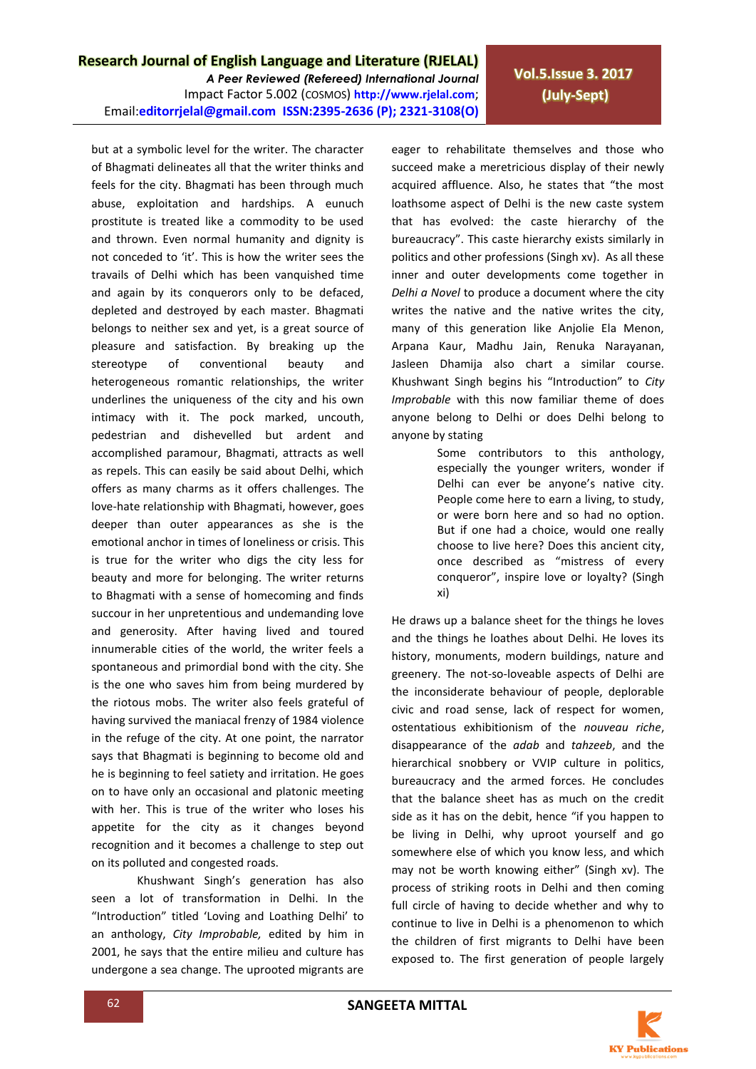but at a symbolic level for the writer. The character of Bhagmati delineates all that the writer thinks and feels for the city. Bhagmati has been through much abuse, exploitation and hardships. A eunuch prostitute is treated like a commodity to be used and thrown. Even normal humanity and dignity is not conceded to 'it'. This is how the writer sees the travails of Delhi which has been vanquished time and again by its conquerors only to be defaced, depleted and destroyed by each master. Bhagmati belongs to neither sex and yet, is a great source of pleasure and satisfaction. By breaking up the stereotype of conventional beauty and heterogeneous romantic relationships, the writer underlines the uniqueness of the city and his own intimacy with it. The pock marked, uncouth, pedestrian and dishevelled but ardent and accomplished paramour, Bhagmati, attracts as well as repels. This can easily be said about Delhi, which offers as many charms as it offers challenges. The love-hate relationship with Bhagmati, however, goes deeper than outer appearances as she is the emotional anchor in times of loneliness or crisis. This is true for the writer who digs the city less for beauty and more for belonging. The writer returns to Bhagmati with a sense of homecoming and finds succour in her unpretentious and undemanding love and generosity. After having lived and toured innumerable cities of the world, the writer feels a spontaneous and primordial bond with the city. She is the one who saves him from being murdered by the riotous mobs. The writer also feels grateful of having survived the maniacal frenzy of 1984 violence in the refuge of the city. At one point, the narrator says that Bhagmati is beginning to become old and he is beginning to feel satiety and irritation. He goes on to have only an occasional and platonic meeting with her. This is true of the writer who loses his appetite for the city as it changes beyond recognition and it becomes a challenge to step out on its polluted and congested roads.

Khushwant Singh's generation has also seen a lot of transformation in Delhi. In the "Introduction" titled 'Loving and Loathing Delhi' to an anthology, *City Improbable,* edited by him in 2001, he says that the entire milieu and culture has undergone a sea change. The uprooted migrants are eager to rehabilitate themselves and those who succeed make a meretricious display of their newly acquired affluence. Also, he states that "the most loathsome aspect of Delhi is the new caste system that has evolved: the caste hierarchy of the bureaucracy". This caste hierarchy exists similarly in politics and other professions (Singh xv). As all these inner and outer developments come together in *Delhi a Novel* to produce a document where the city writes the native and the native writes the city, many of this generation like Anjolie Ela Menon, Arpana Kaur, Madhu Jain, Renuka Narayanan, Jasleen Dhamija also chart a similar course. Khushwant Singh begins his "Introduction" to *City Improbable* with this now familiar theme of does anyone belong to Delhi or does Delhi belong to anyone by stating

> Some contributors to this anthology, especially the younger writers, wonder if Delhi can ever be anyone's native city. People come here to earn a living, to study, or were born here and so had no option. But if one had a choice, would one really choose to live here? Does this ancient city, once described as "mistress of every conqueror", inspire love or loyalty? (Singh xi)

He draws up a balance sheet for the things he loves and the things he loathes about Delhi. He loves its history, monuments, modern buildings, nature and greenery. The not-so-loveable aspects of Delhi are the inconsiderate behaviour of people, deplorable civic and road sense, lack of respect for women, ostentatious exhibitionism of the *nouveau riche*, disappearance of the *adab* and *tahzeeb*, and the hierarchical snobbery or VVIP culture in politics, bureaucracy and the armed forces. He concludes that the balance sheet has as much on the credit side as it has on the debit, hence "if you happen to be living in Delhi, why uproot yourself and go somewhere else of which you know less, and which may not be worth knowing either" (Singh xv). The process of striking roots in Delhi and then coming full circle of having to decide whether and why to continue to live in Delhi is a phenomenon to which the children of first migrants to Delhi have been exposed to. The first generation of people largely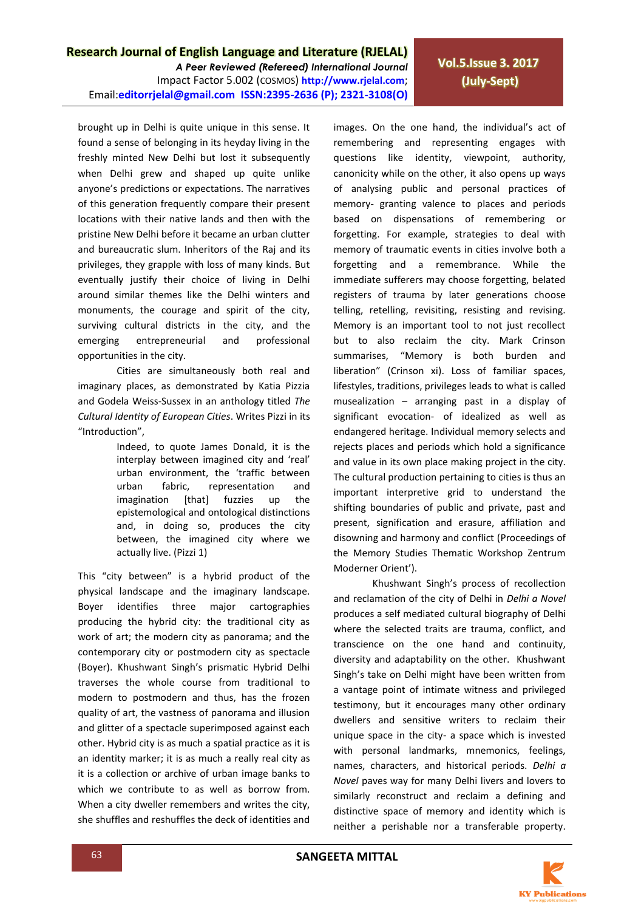brought up in Delhi is quite unique in this sense. It found a sense of belonging in its heyday living in the freshly minted New Delhi but lost it subsequently when Delhi grew and shaped up quite unlike anyone's predictions or expectations. The narratives of this generation frequently compare their present locations with their native lands and then with the pristine New Delhi before it became an urban clutter and bureaucratic slum. Inheritors of the Raj and its privileges, they grapple with loss of many kinds. But eventually justify their choice of living in Delhi around similar themes like the Delhi winters and monuments, the courage and spirit of the city, surviving cultural districts in the city, and the emerging entrepreneurial and professional opportunities in the city.

Cities are simultaneously both real and imaginary places, as demonstrated by Katia Pizzia and Godela Weiss-Sussex in an anthology titled *The Cultural Identity of European Cities*. Writes Pizzi in its "Introduction",

> Indeed, to quote James Donald, it is the interplay between imagined city and 'real' urban environment, the 'traffic between urban fabric, representation and imagination [that] fuzzies up the epistemological and ontological distinctions and, in doing so, produces the city between, the imagined city where we actually live. (Pizzi 1)

This "city between" is a hybrid product of the physical landscape and the imaginary landscape. Boyer identifies three major cartographies producing the hybrid city: the traditional city as work of art; the modern city as panorama; and the contemporary city or postmodern city as spectacle (Boyer). Khushwant Singh's prismatic Hybrid Delhi traverses the whole course from traditional to modern to postmodern and thus, has the frozen quality of art, the vastness of panorama and illusion and glitter of a spectacle superimposed against each other. Hybrid city is as much a spatial practice as it is an identity marker; it is as much a really real city as it is a collection or archive of urban image banks to which we contribute to as well as borrow from. When a city dweller remembers and writes the city, she shuffles and reshuffles the deck of identities and images. On the one hand, the individual's act of remembering and representing engages with questions like identity, viewpoint, authority, canonicity while on the other, it also opens up ways of analysing public and personal practices of memory- granting valence to places and periods based on dispensations of remembering or forgetting. For example, strategies to deal with memory of traumatic events in cities involve both a forgetting and a remembrance. While the immediate sufferers may choose forgetting, belated registers of trauma by later generations choose telling, retelling, revisiting, resisting and revising. Memory is an important tool to not just recollect but to also reclaim the city. Mark Crinson summarises, "Memory is both burden and liberation" (Crinson xi). Loss of familiar spaces, lifestyles, traditions, privileges leads to what is called musealization – arranging past in a display of significant evocation- of idealized as well as endangered heritage. Individual memory selects and rejects places and periods which hold a significance and value in its own place making project in the city. The cultural production pertaining to cities is thus an important interpretive grid to understand the shifting boundaries of public and private, past and present, signification and erasure, affiliation and disowning and harmony and conflict (Proceedings of the Memory Studies Thematic Workshop Zentrum Moderner Orient').

Khushwant Singh's process of recollection and reclamation of the city of Delhi in *Delhi a Novel* produces a self mediated cultural biography of Delhi where the selected traits are trauma, conflict, and transcience on the one hand and continuity, diversity and adaptability on the other. Khushwant Singh's take on Delhi might have been written from a vantage point of intimate witness and privileged testimony, but it encourages many other ordinary dwellers and sensitive writers to reclaim their unique space in the city- a space which is invested with personal landmarks, mnemonics, feelings, names, characters, and historical periods. *Delhi a Novel* paves way for many Delhi livers and lovers to similarly reconstruct and reclaim a defining and distinctive space of memory and identity which is neither a perishable nor a transferable property.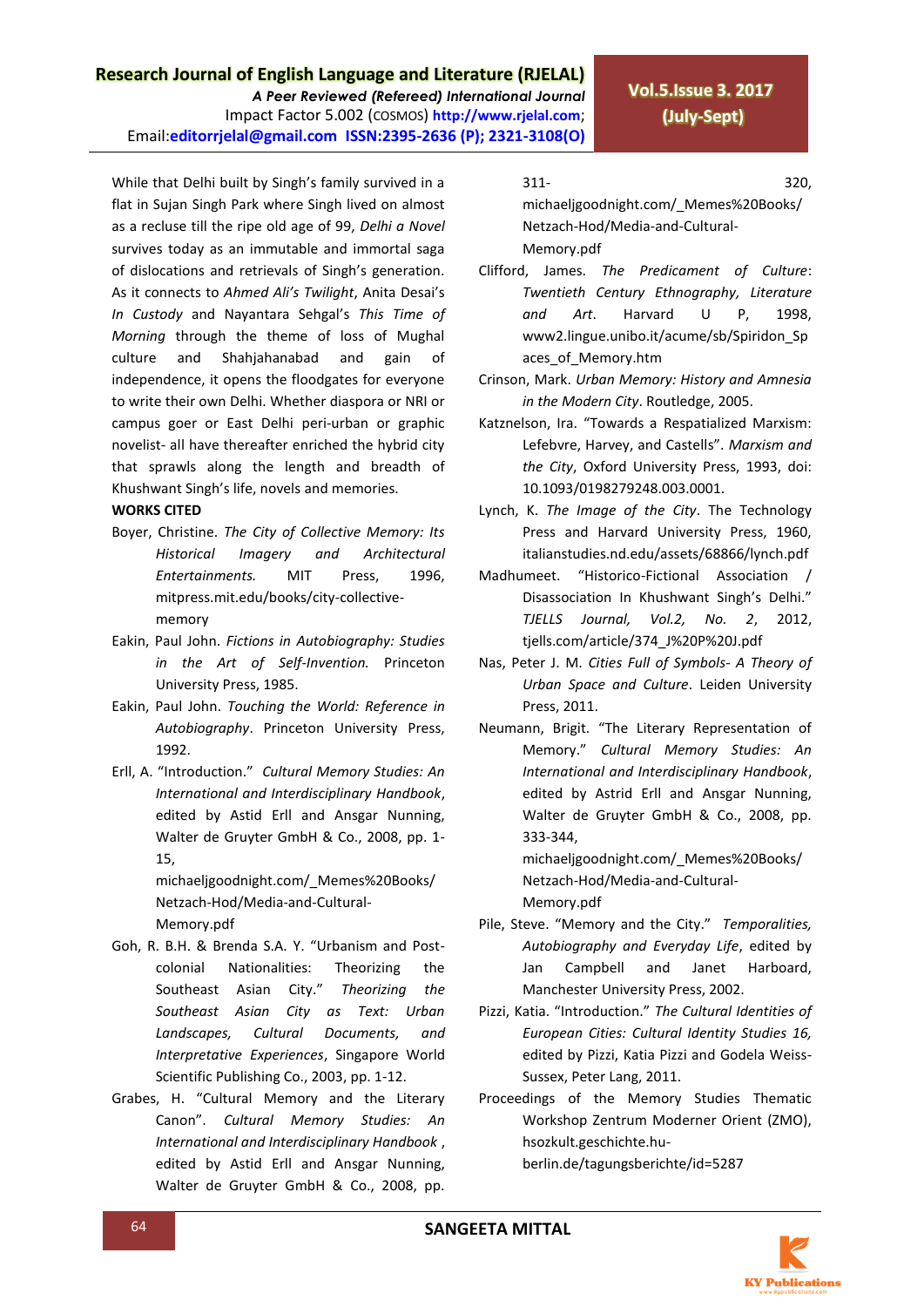While that Delhi built by Singh's family survived in a flat in Sujan Singh Park where Singh lived on almost as a recluse till the ripe old age of 99, *Delhi a Novel* survives today as an immutable and immortal saga of dislocations and retrievals of Singh's generation. As it connects to *Ahmed Ali's Twilight*, Anita Desai's *In Custody* and Nayantara Sehgal's *This Time of Morning* through the theme of loss of Mughal culture and Shahjahanabad and gain of independence, it opens the floodgates for everyone to write their own Delhi. Whether diaspora or NRI or campus goer or East Delhi peri-urban or graphic novelist- all have thereafter enriched the hybrid city that sprawls along the length and breadth of Khushwant Singh's life, novels and memories.

**WORKS CITED**

Boyer, Christine. *The City of Collective Memory: Its Historical Imagery and Architectural Entertainments.* MIT Press, 1996, mitpress.mit.edu/books/city-collective-memory

Eakin, Paul John. *Fictions in Autobiography: Studies in the Art of Self-Invention.* Princeton University Press, 1985.

Eakin, Paul John. *Touching the World: Reference in Autobiography*. Princeton University Press, 1992.

Erll, A. "Introduction." *Cultural Memory Studies: An International and Interdisciplinary Handbook*, edited by Astid Erll and Ansgar Nunning, Walter de Gruyter GmbH & Co., 2008, pp. 1-15, michaeljgoodnight.com/_Memes%20Books/Netzach-Hod/Media-and-Cultural-Memory.pdf

Goh, R. B.H. & Brenda S.A. Y. "Urbanism and Post-colonial Nationalities: Theorizing the Southeast Asian City." *Theorizing the Southeast Asian City as Text: Urban Landscapes, Cultural Documents, and Interpretative Experiences*, Singapore World Scientific Publishing Co., 2003, pp. 1-12.

Grabes, H. "Cultural Memory and the Literary Canon". *Cultural Memory Studies: An International and Interdisciplinary Handbook* , edited by Astid Erll and Ansgar Nunning, Walter de Gruyter GmbH & Co., 2008, pp. 311-320, michaeljgoodnight.com/_Memes%20Books/Netzach-Hod/Media-and-Cultural-Memory.pdf

Clifford, James. *The Predicament of Culture*: *Twentieth Century Ethnography, Literature and Art*. Harvard U P, 1998, www2.lingue.unibo.it/acume/sb/Spiridon_Spaces_of_Memory.htm

Crinson, Mark. *Urban Memory: History and Amnesia in the Modern City*. Routledge, 2005.

Katznelson, Ira. "Towards a Respatialized Marxism: Lefebvre, Harvey, and Castells". *Marxism and the City*, Oxford University Press, 1993, doi: 10.1093/0198279248.003.0001.

Lynch, K. *The Image of the City*. The Technology Press and Harvard University Press, 1960, italianstudies.nd.edu/assets/68866/lynch.pdf

Madhumeet. "Historico-Fictional Association / Disassociation In Khushwant Singh's Delhi." *TJELLS Journal, Vol.2, No. 2*, 2012, tjells.com/article/374_J%20P%20J.pdf

Nas, Peter J. M. *Cities Full of Symbols- A Theory of Urban Space and Culture*. Leiden University Press, 2011.

Neumann, Brigit. "The Literary Representation of Memory." *Cultural Memory Studies: An International and Interdisciplinary Handbook*, edited by Astrid Erll and Ansgar Nunning, Walter de Gruyter GmbH & Co., 2008, pp. 333-344, michaeljgoodnight.com/_Memes%20Books/Netzach-Hod/Media-and-Cultural-Memory.pdf

Pile, Steve. "Memory and the City." *Temporalities, Autobiography and Everyday Life*, edited by Jan Campbell and Janet Harboard, Manchester University Press, 2002.

Pizzi, Katia. "Introduction." *The Cultural Identities of European Cities: Cultural Identity Studies 16,* edited by Pizzi, Katia Pizzi and Godela Weiss-Sussex, Peter Lang, 2011.

Proceedings of the Memory Studies Thematic Workshop Zentrum Moderner Orient (ZMO), hsozkult.geschichte.hu-berlin.de/tagungsberichte/id=5287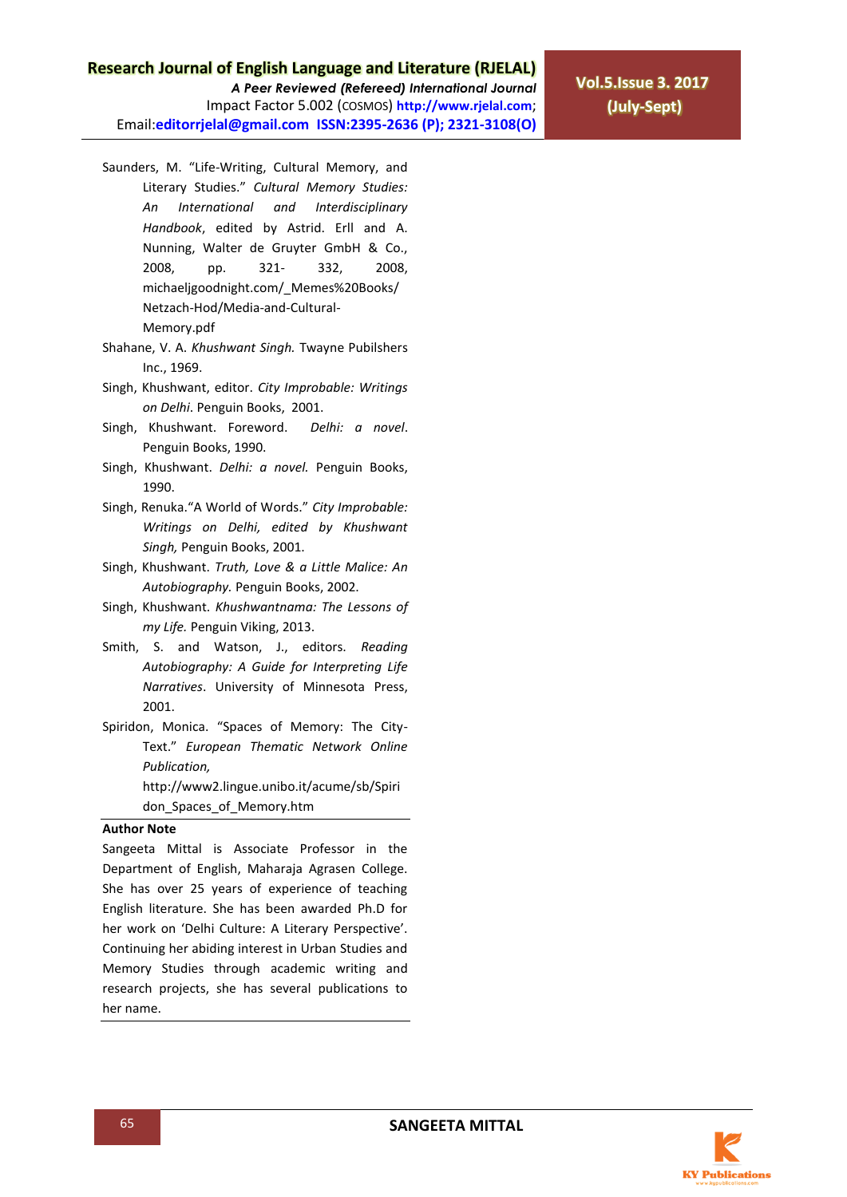Saunders, M. “Life-Writing, Cultural Memory, and Literary Studies.” *Cultural Memory Studies: An International and Interdisciplinary Handbook*, edited by Astrid. Erll and A. Nunning, Walter de Gruyter GmbH & Co., 2008, pp. 321- 332, 2008, michaeljgoodnight.com/_Memes%20Books/Netzach-Hod/Media-and-Cultural-Memory.pdf

Shahane, V. A. *Khushwant Singh.* Twayne Pubilshers Inc., 1969.

Singh, Khushwant, editor. *City Improbable: Writings on Delhi*. Penguin Books, 2001.

Singh, Khushwant. Foreword. *Delhi: a novel*. Penguin Books, 1990.

Singh, Khushwant. *Delhi: a novel.* Penguin Books, 1990.

Singh, Renuka.“A World of Words.” *City Improbable: Writings on Delhi, edited by Khushwant Singh,* Penguin Books, 2001.

Singh, Khushwant. *Truth, Love & a Little Malice: An Autobiography.* Penguin Books, 2002.

Singh, Khushwant. *Khushwantnama: The Lessons of my Life.* Penguin Viking, 2013.

Smith, S. and Watson, J., editors. *Reading Autobiography: A Guide for Interpreting Life Narratives*. University of Minnesota Press, 2001.

Spiridon, Monica. “Spaces of Memory: The City-Text.” *European Thematic Network Online Publication,* http://www2.lingue.unibo.it/acume/sb/Spiridon_Spaces_of_Memory.htm

**Author Note**

Sangeeta Mittal is Associate Professor in the Department of English, Maharaja Agrasen College. She has over 25 years of experience of teaching English literature. She has been awarded Ph.D for her work on ‘Delhi Culture: A Literary Perspective’. Continuing her abiding interest in Urban Studies and Memory Studies through academic writing and research projects, she has several publications to her name.